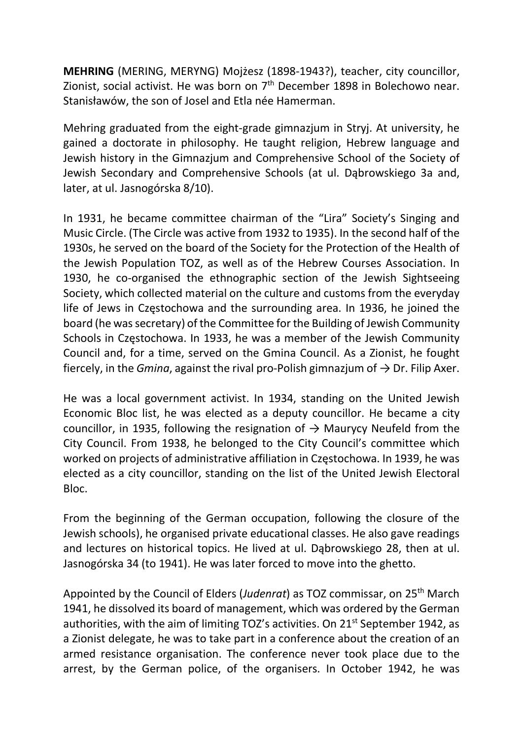**MEHRING** (MERING, MERYNG) Mojżesz (1898-1943?), teacher, city councillor, Zionist, social activist. He was born on 7th December 1898 in Bolechowo near. Stanisławów, the son of Josel and Etla née Hamerman.

Mehring graduated from the eight-grade gimnazjum in Stryj. At university, he gained a doctorate in philosophy. He taught religion, Hebrew language and Jewish history in the Gimnazjum and Comprehensive School of the Society of Jewish Secondary and Comprehensive Schools (at ul. Dąbrowskiego 3a and, later, at ul. Jasnogórska 8/10).

In 1931, he became committee chairman of the "Lira" Society's Singing and Music Circle. (The Circle was active from 1932 to 1935). In the second half of the 1930s, he served on the board of the Society for the Protection of the Health of the Jewish Population TOZ, as well as of the Hebrew Courses Association. In 1930, he co-organised the ethnographic section of the Jewish Sightseeing Society, which collected material on the culture and customs from the everyday life of Jews in Częstochowa and the surrounding area. In 1936, he joined the board (he was secretary) of the Committee for the Building of Jewish Community Schools in Częstochowa. In 1933, he was a member of the Jewish Community Council and, for a time, served on the Gmina Council. As a Zionist, he fought fiercely, in the *Gmina*, against the rival pro-Polish gimnazjum of → Dr. Filip Axer.

He was a local government activist. In 1934, standing on the United Jewish Economic Bloc list, he was elected as a deputy councillor. He became a city councillor, in 1935, following the resignation of → Maurycy Neufeld from the City Council. From 1938, he belonged to the City Council's committee which worked on projects of administrative affiliation in Częstochowa. In 1939, he was elected as a city councillor, standing on the list of the United Jewish Electoral Bloc.

From the beginning of the German occupation, following the closure of the Jewish schools), he organised private educational classes. He also gave readings and lectures on historical topics. He lived at ul. Dąbrowskiego 28, then at ul. Jasnogórska 34 (to 1941). He was later forced to move into the ghetto.

Appointed by the Council of Elders (*Judenrat*) as TOZ commissar, on 25th March 1941, he dissolved its board of management, which was ordered by the German authorities, with the aim of limiting TOZ's activities. On 21st September 1942, as a Zionist delegate, he was to take part in a conference about the creation of an armed resistance organisation. The conference never took place due to the arrest, by the German police, of the organisers. In October 1942, he was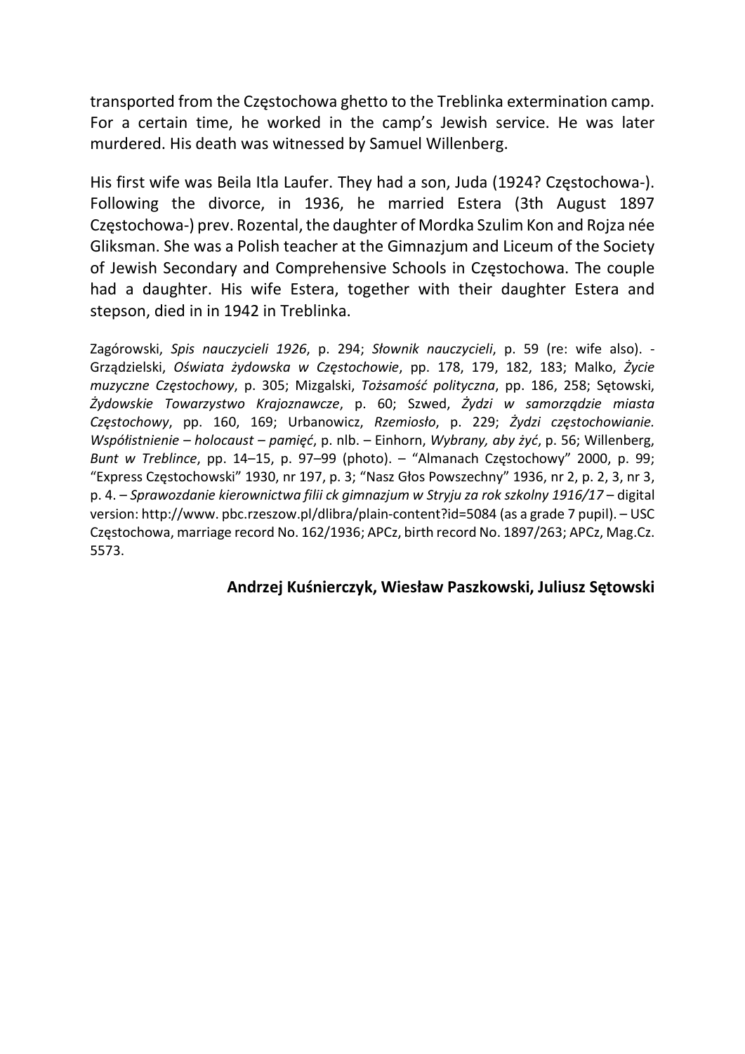transported from the Częstochowa ghetto to the Treblinka extermination camp. For a certain time, he worked in the camp's Jewish service. He was later murdered. His death was witnessed by Samuel Willenberg.

His first wife was Beila Itla Laufer. They had a son, Juda (1924? Częstochowa-). Following the divorce, in 1936, he married Estera (3th August 1897 Częstochowa-) prev. Rozental, the daughter of Mordka Szulim Kon and Rojza née Gliksman. She was a Polish teacher at the Gimnazjum and Liceum of the Society of Jewish Secondary and Comprehensive Schools in Częstochowa. The couple had a daughter. His wife Estera, together with their daughter Estera and stepson, died in in 1942 in Treblinka.

Zagórowski, *Spis nauczycieli 1926*, p. 294; *Słownik nauczycieli*, p. 59 (re: wife also). - Grządzielski, *Oświata żydowska w Częstochowie*, pp. 178, 179, 182, 183; Malko, *Życie muzyczne Częstochowy*, p. 305; Mizgalski, *Tożsamość polityczna*, pp. 186, 258; Sętowski, *Żydowskie Towarzystwo Krajoznawcze*, p. 60; Szwed, *Żydzi w samorządzie miasta Częstochowy*, pp. 160, 169; Urbanowicz, *Rzemiosło*, p. 229; *Żydzi częstochowianie. Współistnienie – holocaust – pamięć*, p. nlb. – Einhorn, *Wybrany, aby żyć*, p. 56; Willenberg, *Bunt w Treblince*, pp. 14–15, p. 97–99 (photo). – "Almanach Częstochowy" 2000, p. 99; "Express Częstochowski" 1930, nr 197, p. 3; "Nasz Głos Powszechny" 1936, nr 2, p. 2, 3, nr 3, p. 4. – *Sprawozdanie kierownictwa filii ck gimnazjum w Stryju za rok szkolny 1916/17* – digital version: http://www. pbc.rzeszow.pl/dlibra/plain-content?id=5084 (as a grade 7 pupil). – USC Częstochowa, marriage record No. 162/1936; APCz, birth record No. 1897/263; APCz, Mag.Cz. 5573.

**Andrzej Kuśnierczyk, Wiesław Paszkowski, Juliusz Sętowski**